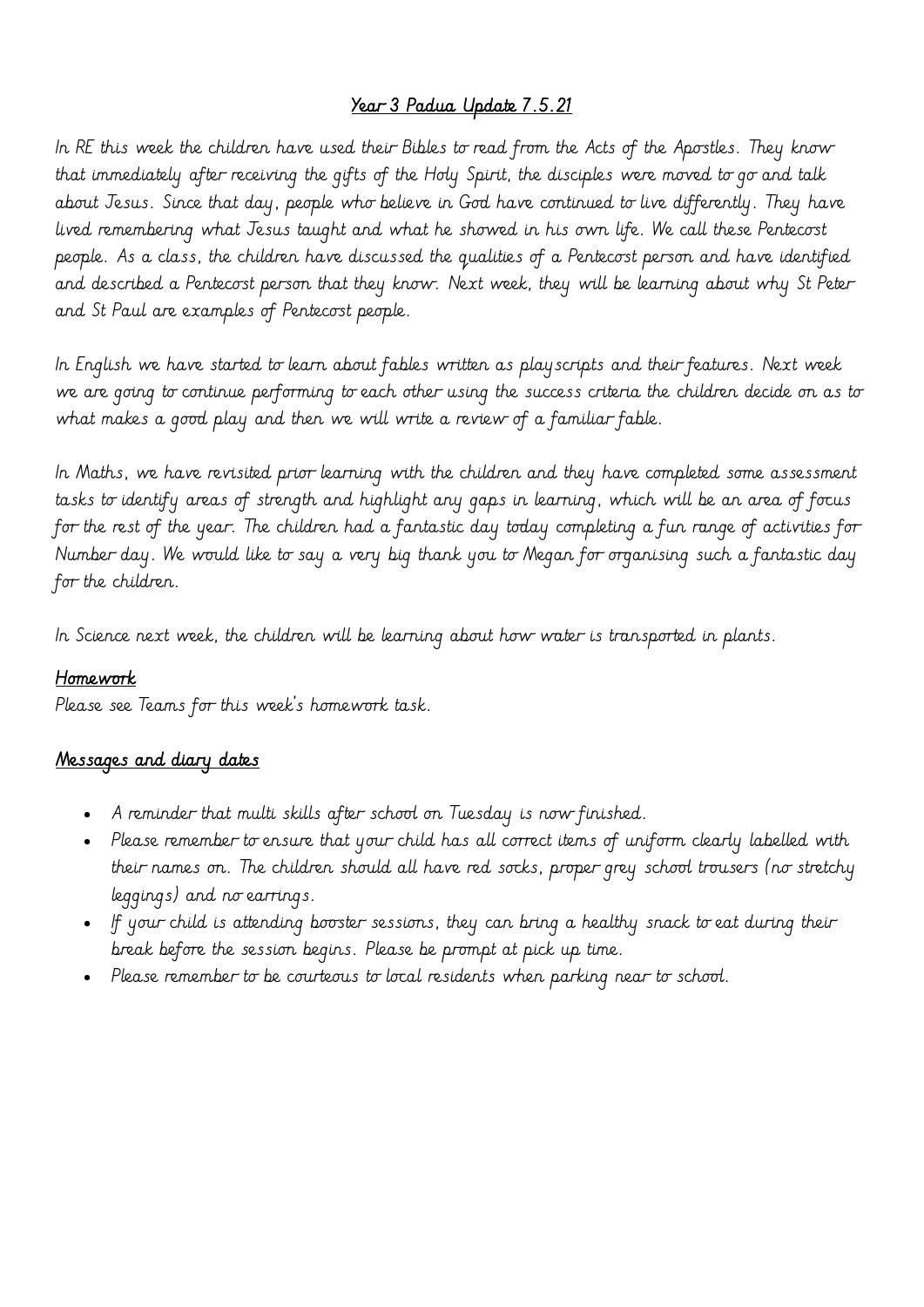# Year 3 Padua Update 7.5.21

In RE this week the children have used their Bibles to read from the Acts of the Apostles. They know that immediately after receiving the gifts of the Holy Spirit, the disciples were moved to go and talk about Jesus. Since that day, people who believe in God have continued to live differently. They have lived remembering what Jesus taught and what he showed in his own life. We call these Pentecost people. As a class, the children have discussed the qualities of a Pentecost person and have identified and described a Pentecost person that they know. Next week, they will be learning about why St Peter and St Paul are examples of Pentecost people.

In English we have started to learn about fables written as playscripts and their features. Next week we are going to continue performing to each other using the success criteria the children decide on as to what makes a good play and then we will write a review of a familiar fable.

In Maths, we have revisited prior learning with the children and they have completed some assessment tasks to identify areas of strength and highlight any gaps in learning, which will be an area of focus for the rest of the year. The children had a fantastic day today completing a fun range of activities for Number day. We would like to say a very big thank you to Megan for organising such a fantastic day for the children.

In Science next week, the children will be learning about how water is transported in plants.

## Homework

Please see Teams for this week's homework task.

## Messages and diary dates

- A reminder that multi skills after school on Tuesday is now finished.
- Please remember to ensure that your child has all correct items of uniform clearly labelled with their names on. The children should all have red socks, proper grey school trousers (no stretchy leggings) and no earrings.
- If your child is attending booster sessions, they can bring a healthy snack to eat during their break before the session begins. Please be prompt at pick up time.
- Please remember to be courteous to local residents when parking near to school.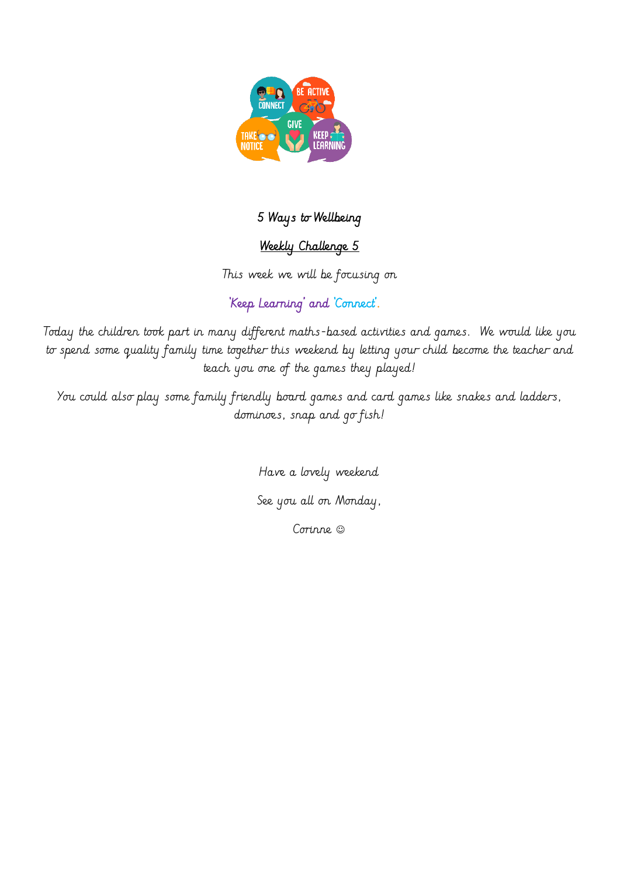5 Ways to Wellbeing

**Weekly Challenge 5**

*This week we will be focusing on*

'Keep Learning' and 'Connect'.

*Today the children took part in many different maths-based activities and games. We would like you to spend some quality family time together this weekend by letting your child become the teacher and teach you one of the games they played!*

*You could also play some family friendly board games and card games like snakes and ladders, dominoes, snap and go fish!*

*Have a lovely weekend*

*See you all on Monday,*

*Corinne ☺*